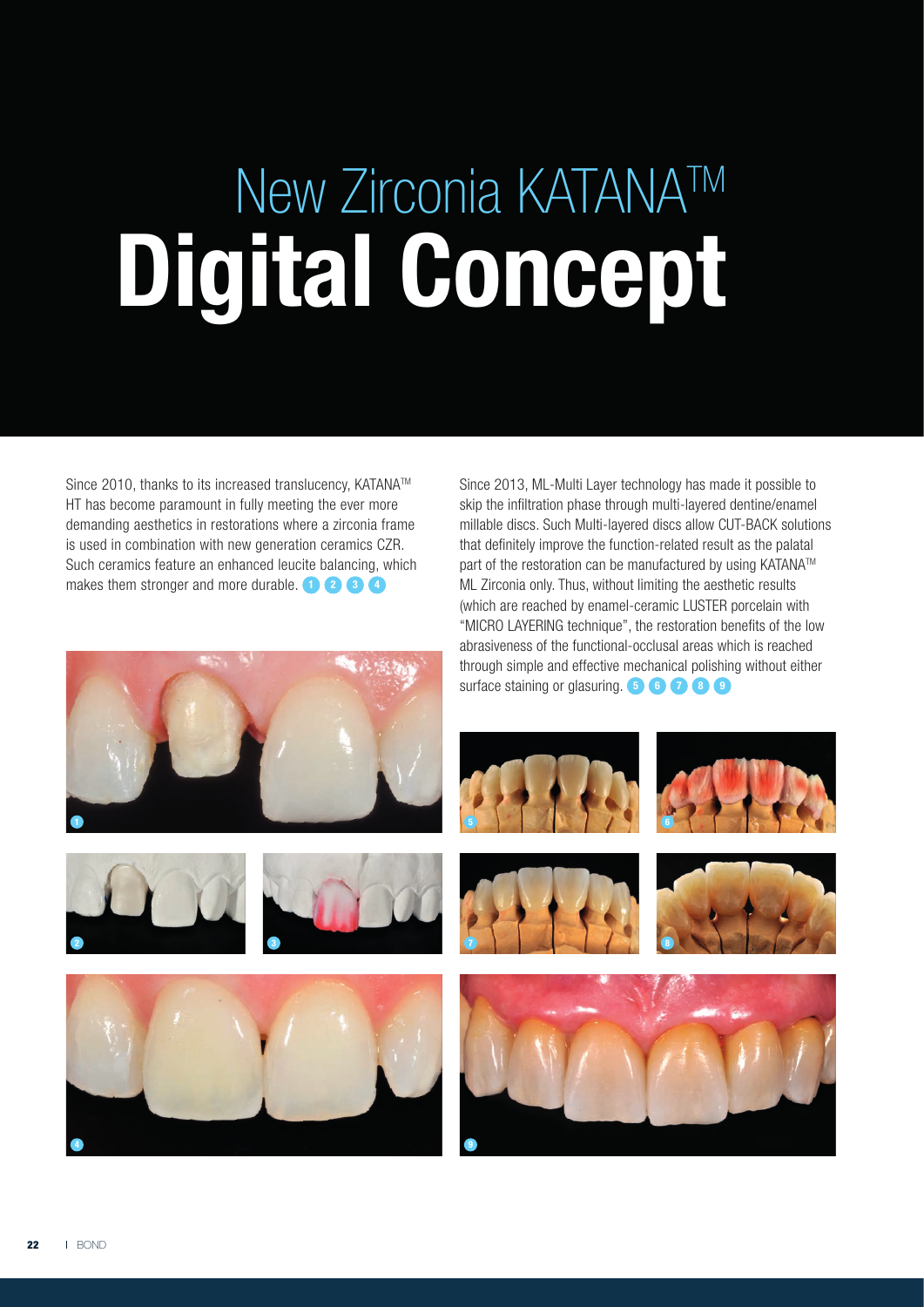# New Zirconia KATANA™ Digital Concept

Since 2010, thanks to its increased translucency, KATANA™ HT has become paramount in fully meeting the ever more demanding aesthetics in restorations where a zirconia frame is used in combination with new generation ceramics CZR. Such ceramics feature an enhanced leucite balancing, which makes them stronger and more durable. 1 2 3 4

Since 2013, ML-Multi Layer technology has made it possible to skip the infiltration phase through multi-layered dentine/enamel millable discs. Such Multi-layered discs allow CUT-BACK solutions that definitely improve the function-related result as the palatal part of the restoration can be manufactured by using KATANA™ ML Zirconia only. Thus, without limiting the aesthetic results (which are reached by enamel-ceramic LUSTER porcelain with "MICRO LAYERING technique", the restoration benefits of the low abrasiveness of the functional-occlusal areas which is reached through simple and effective mechanical polishing without either surface staining or glasuring. 5 6 7 8 9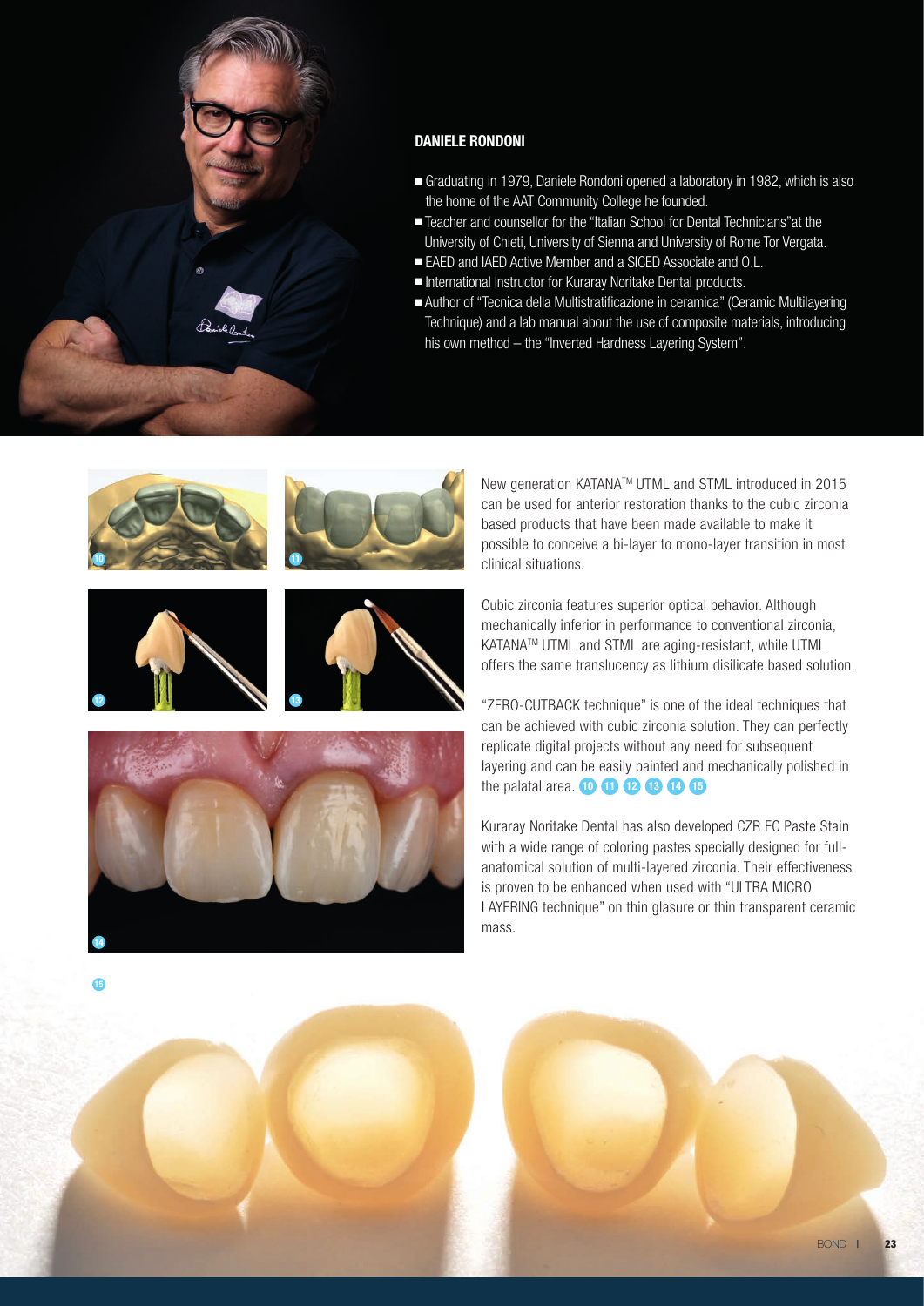## DANIELE RONDONI

- Graduating in 1979, Daniele Rondoni opened a laboratory in 1982, which is also the home of the AAT Community College he founded.
- Teacher and counsellor for the "Italian School for Dental Technicians"at the University of Chieti, University of Sienna and University of Rome Tor Vergata.
- EAED and IAED Active Member and a SICED Associate and O.L.
- International Instructor for Kuraray Noritake Dental products.
- Author of "Tecnica della Multistratificazione in ceramica" (Ceramic Multilayering Technique) and a lab manual about the use of composite materials, introducing his own method – the "Inverted Hardness Layering System".

New generation KATANA™ UTML and STML introduced in 2015 can be used for anterior restoration thanks to the cubic zirconia based products that have been made available to make it possible to conceive a bi-layer to mono-layer transition in most clinical situations.

Cubic zirconia features superior optical behavior. Although mechanically inferior in performance to conventional zirconia, KATANA™ UTML and STML are aging-resistant, while UTML offers the same translucency as lithium disilicate based solution.

"ZERO-CUTBACK technique" is one of the ideal techniques that can be achieved with cubic zirconia solution. They can perfectly replicate digital projects without any need for subsequent layering and can be easily painted and mechanically polished in the palatal area. 10 11 12 13 14 15

Kuraray Noritake Dental has also developed CZR FC Paste Stain with a wide range of coloring pastes specially designed for full-anatomical solution of multi-layered zirconia. Their effectiveness is proven to be enhanced when used with "ULTRA MICRO LAYERING technique" on thin glasure or thin transparent ceramic mass.

10

11

12

13

14

15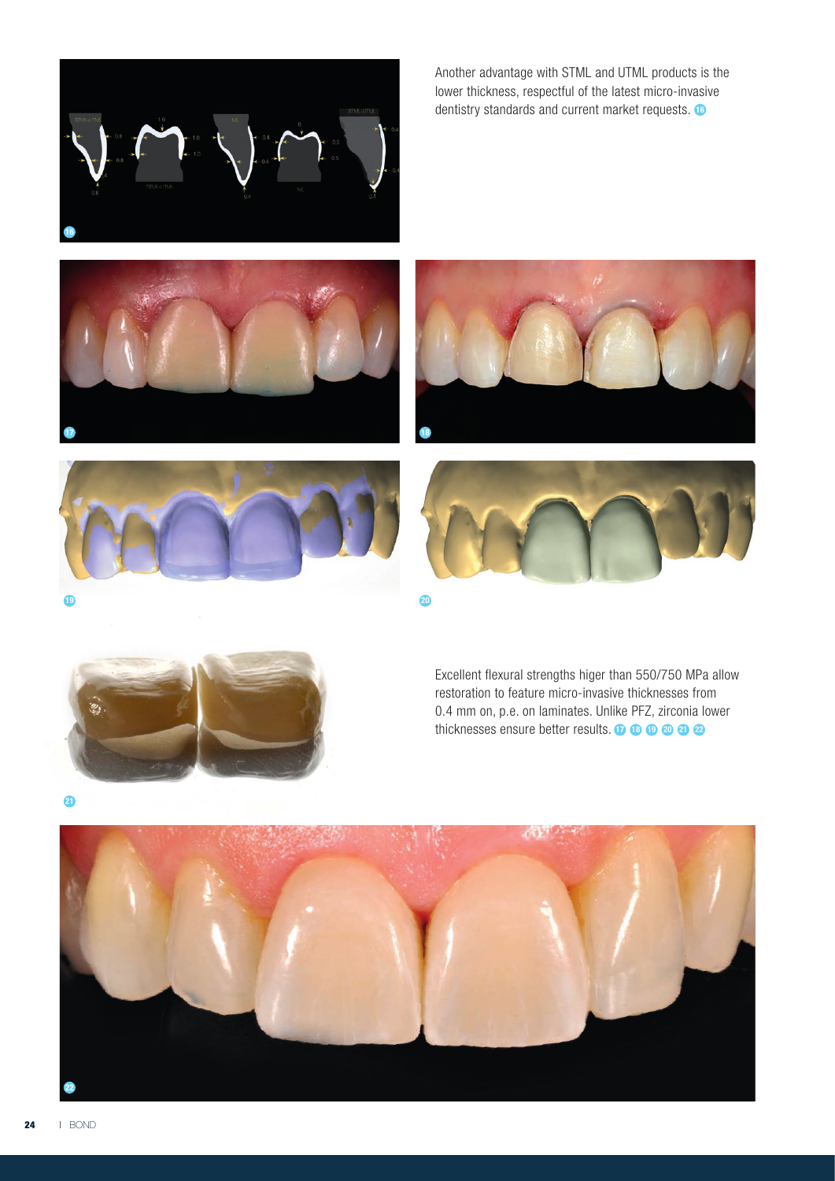Another advantage with STML and UTML products is the lower thickness, respectful of the latest micro-invasive dentistry standards and current market requests. 16

Excellent flexural strengths higer than 550/750 MPa allow restoration to feature micro-invasive thicknesses from 0.4 mm on, p.e. on laminates. Unlike PFZ, zirconia lower thicknesses ensure better results. 17 18 19 20 21 22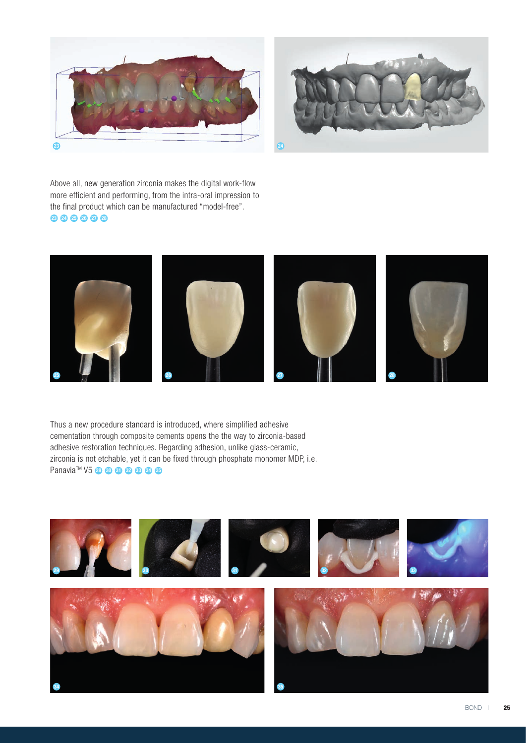Above all, new generation zirconia makes the digital work-flow more efficient and performing, from the intra-oral impression to the final product which can be manufactured "model-free". 23 24 25 26 27 28

Thus a new procedure standard is introduced, where simplified adhesive cementation through composite cements opens the the way to zirconia-based adhesive restoration techniques. Regarding adhesion, unlike glass-ceramic, zirconia is not etchable, yet it can be fixed through phosphate monomer MDP, i.e. Panavia™ V5 29 30 31 32 33 34 35